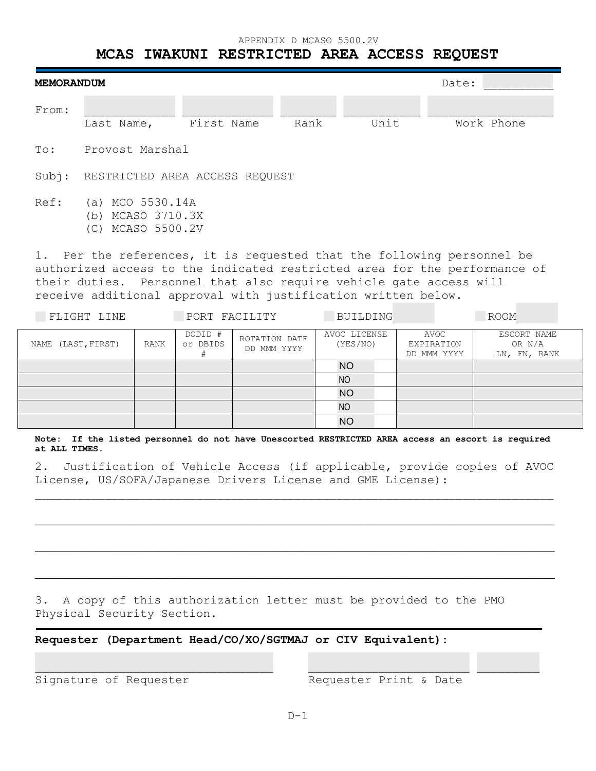APPENDIX D MCASO 5500.2V

# MCAS IWAKUNI RESTRICTED AREA ACCESS REQUEST

**MEMORANDUM** Date: __________

From: ____________ ____________ ________ __________ ________________
Last Name, First Name Rank Unit Work Phone

To: Provost Marshal

Subj: RESTRICTED AREA ACCESS REQUEST

Ref: (a) MCO 5530.14A
(b) MCASO 3710.3X
(C) MCASO 5500.2V

1. Per the references, it is requested that the following personnel be authorized access to the indicated restricted area for the performance of their duties. Personnel that also require vehicle gate access will receive additional approval with justification written below.

☐ FLIGHT LINE ☐ PORT FACILITY ☐ BUILDING_____ ☐ ROOM_____

| NAME (LAST,FIRST) | RANK | DODID # or DBIDS # | ROTATION DATE DD MMM YYYY | AVOC LICENSE (YES/NO) | AVOC EXPIRATION DD MMM YYYY | ESCORT NAME OR N/A LN, FN, RANK |
|---|---|---|---|---|---|---|
| | | | | NO | | |
| | | | | NO | | |
| | | | | NO | | |
| | | | | NO | | |
| | | | | NO | | |

**Note: If the listed personnel do not have Unescorted RESTRICTED AREA access an escort is required at ALL TIMES.**

2. Justification of Vehicle Access (if applicable, provide copies of AVOC License, US/SOFA/Japanese Drivers License and GME License):

___________________________________________________________________________

___________________________________________________________________________

___________________________________________________________________________

___________________________________________________________________________

3. A copy of this authorization letter must be provided to the PMO Physical Security Section.

**Requester (Department Head/CO/XO/SGTMAJ or CIV Equivalent):**

_________________________________ ______________________ ________
Signature of Requester Requester Print & Date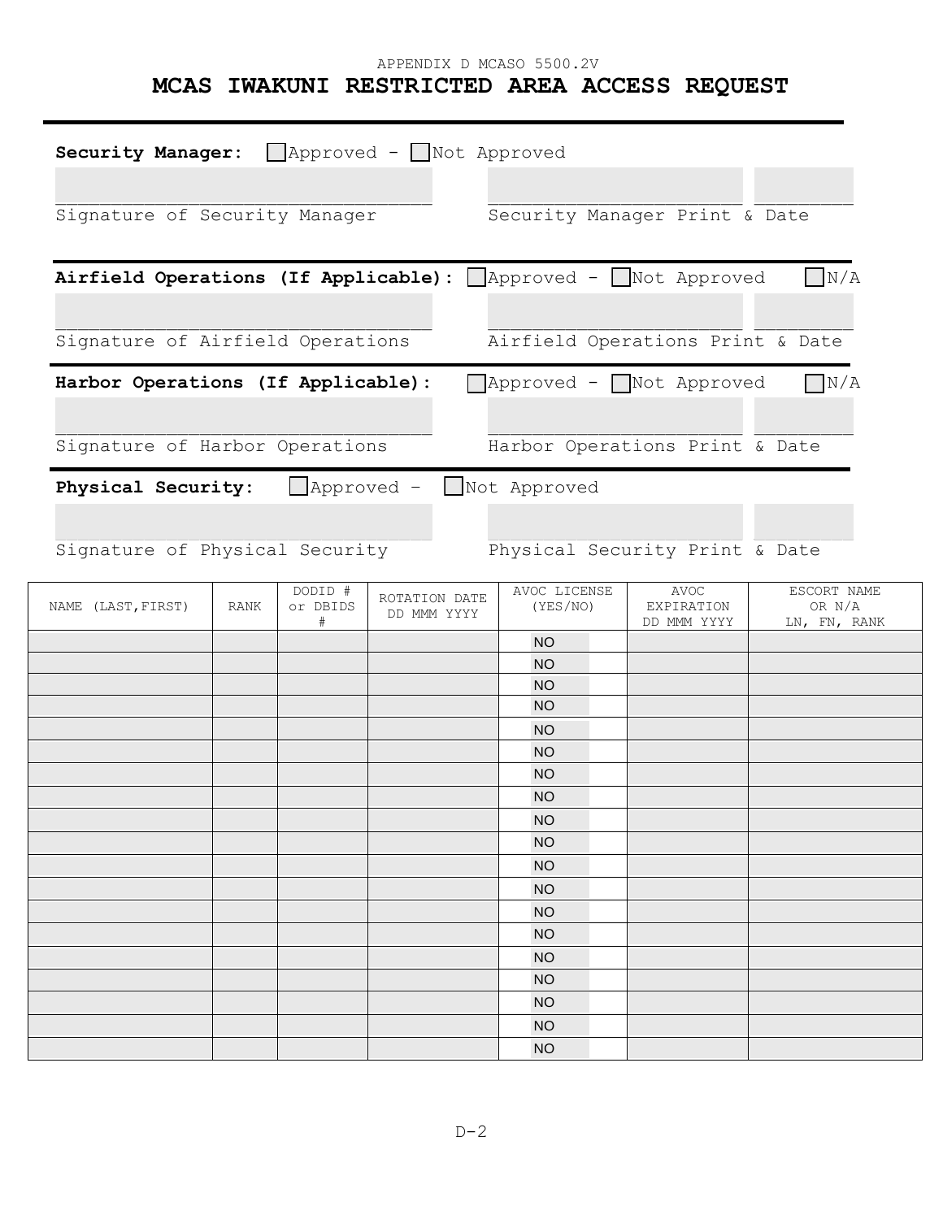APPENDIX D MCASO 5500.2V

# MCAS IWAKUNI RESTRICTED AREA ACCESS REQUEST

**Security Manager:** ☐ Approved - ☐ Not Approved

\_\_\_\_\_\_\_\_\_\_\_\_\_\_\_\_\_\_\_\_\_\_\_\_\_\_\_\_\_\_\_\_\_\_ \_\_\_\_\_\_\_\_\_\_\_\_\_\_\_\_\_\_\_\_\_\_\_ \_\_\_\_\_\_\_\_\_
Signature of Security Manager Security Manager Print & Date

**Airfield Operations (If Applicable):** ☐ Approved - ☐ Not Approved ☐ N/A

\_\_\_\_\_\_\_\_\_\_\_\_\_\_\_\_\_\_\_\_\_\_\_\_\_\_\_\_\_\_\_\_\_\_ \_\_\_\_\_\_\_\_\_\_\_\_\_\_\_\_\_\_\_\_\_\_\_ \_\_\_\_\_\_\_\_\_
Signature of Airfield Operations Airfield Operations Print & Date

**Harbor Operations (If Applicable):** ☐ Approved - ☐ Not Approved ☐ N/A

\_\_\_\_\_\_\_\_\_\_\_\_\_\_\_\_\_\_\_\_\_\_\_\_\_\_\_\_\_\_\_\_\_\_ \_\_\_\_\_\_\_\_\_\_\_\_\_\_\_\_\_\_\_\_\_\_\_ \_\_\_\_\_\_\_\_\_
Signature of Harbor Operations Harbor Operations Print & Date

**Physical Security:** ☐ Approved - ☐ Not Approved

\_\_\_\_\_\_\_\_\_\_\_\_\_\_\_\_\_\_\_\_\_\_\_\_\_\_\_\_\_\_\_\_\_\_ \_\_\_\_\_\_\_\_\_\_\_\_\_\_\_\_\_\_\_\_\_\_\_ \_\_\_\_\_\_\_\_\_
Signature of Physical Security Physical Security Print & Date

| NAME (LAST,FIRST) | RANK | DODID # or DBIDS # | ROTATION DATE DD MMM YYYY | AVOC LICENSE (YES/NO) | AVOC EXPIRATION DD MMM YYYY | ESCORT NAME OR N/A LN, FN, RANK |
|---|---|---|---|---|---|---|
| | | | | NO | | |
| | | | | NO | | |
| | | | | NO | | |
| | | | | NO | | |
| | | | | NO | | |
| | | | | NO | | |
| | | | | NO | | |
| | | | | NO | | |
| | | | | NO | | |
| | | | | NO | | |
| | | | | NO | | |
| | | | | NO | | |
| | | | | NO | | |
| | | | | NO | | |
| | | | | NO | | |
| | | | | NO | | |
| | | | | NO | | |
| | | | | NO | | |
| | | | | NO | | |